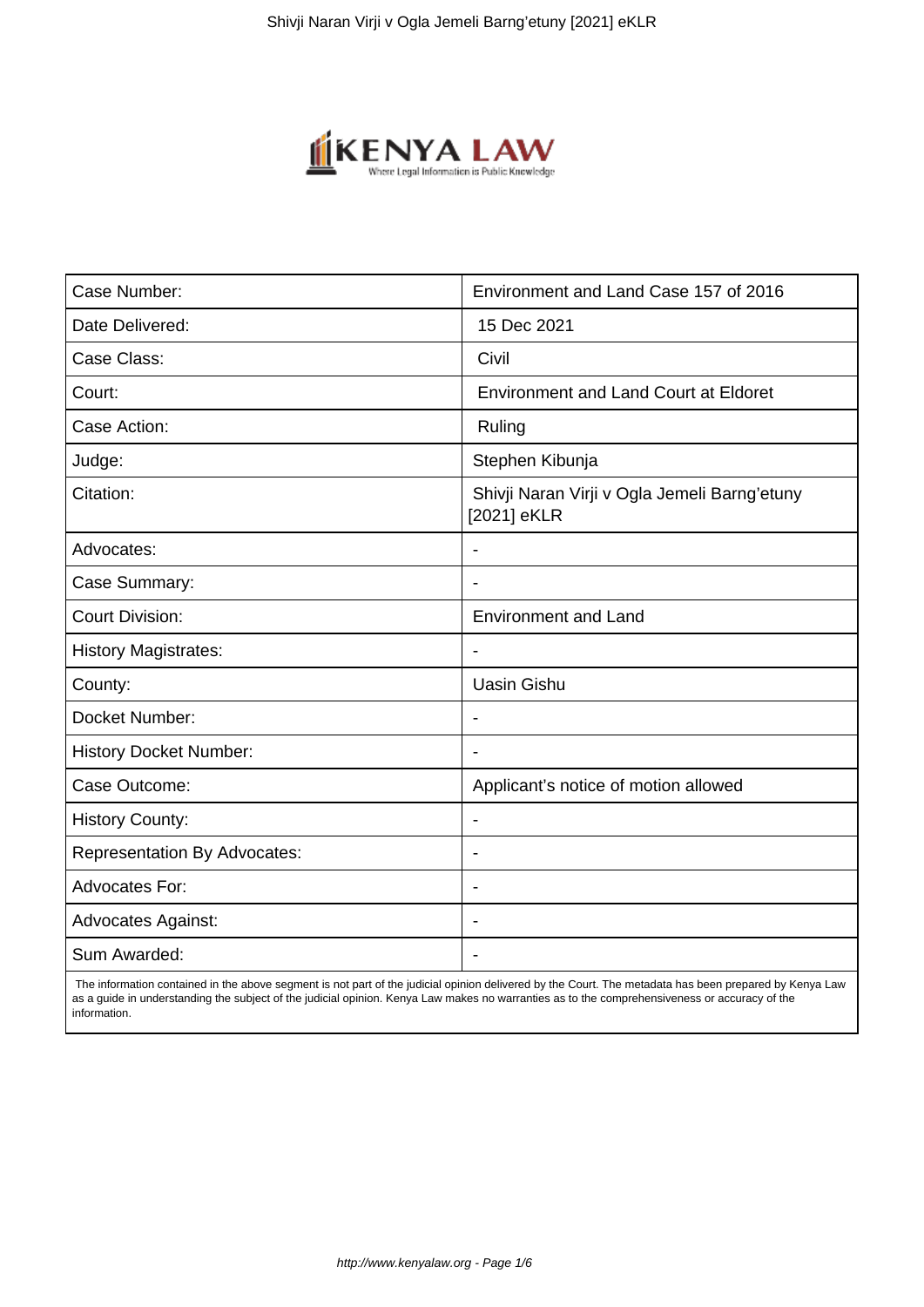| Case Number: | Environment and Land Case 157 of 2016 |
| --- | --- |
| Date Delivered: | 15 Dec 2021 |
| Case Class: | Civil |
| Court: | Environment and Land Court at Eldoret |
| Case Action: | Ruling |
| Judge: | Stephen Kibunja |
| Citation: | Shivji Naran Virji v Ogla Jemeli Barng'etuny [2021] eKLR |
| Advocates: | - |
| Case Summary: | - |
| Court Division: | Environment and Land |
| History Magistrates: | - |
| County: | Uasin Gishu |
| Docket Number: | - |
| History Docket Number: | - |
| Case Outcome: | Applicant's notice of motion allowed |
| History County: | - |
| Representation By Advocates: | - |
| Advocates For: | - |
| Advocates Against: | - |
| Sum Awarded: | - |

The information contained in the above segment is not part of the judicial opinion delivered by the Court. The metadata has been prepared by Kenya Law as a guide in understanding the subject of the judicial opinion. Kenya Law makes no warranties as to the comprehensiveness or accuracy of the information.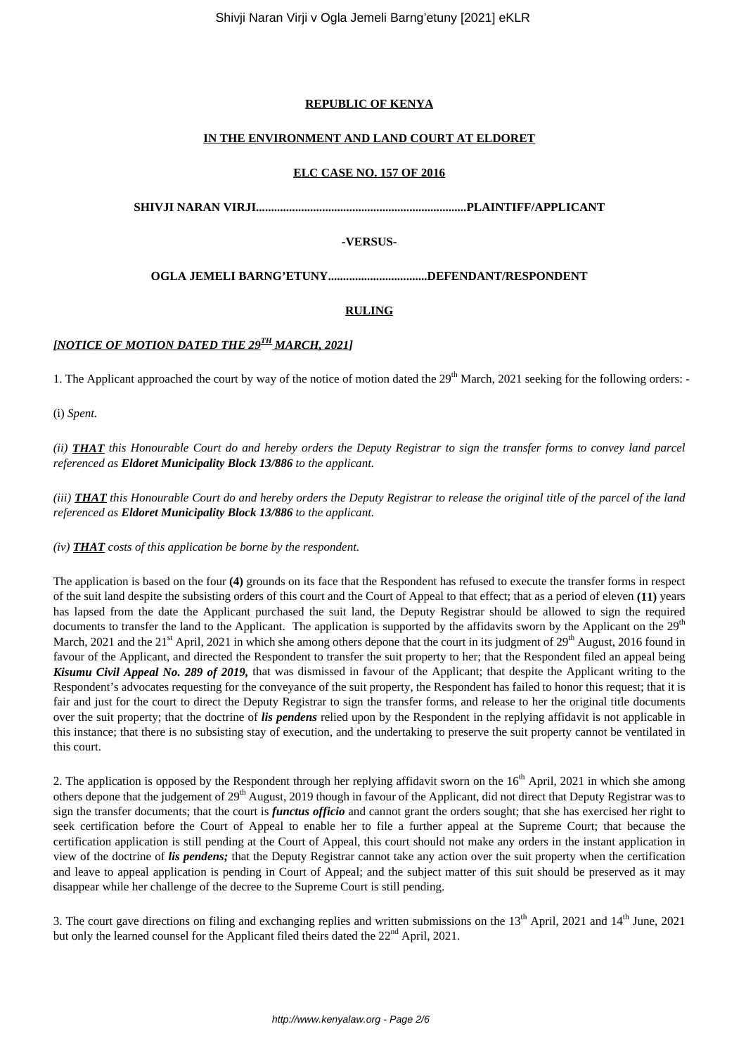**REPUBLIC OF KENYA**

**IN THE ENVIRONMENT AND LAND COURT AT ELDORET**

**ELC CASE NO. 157 OF 2016**

**SHIVJI NARAN VIRJI.....................................................................PLAINTIFF/APPLICANT**

**-VERSUS-**

**OGLA JEMELI BARNG'ETUNY.................................DEFENDANT/RESPONDENT**

**RULING**

***[NOTICE OF MOTION DATED THE 29TH MARCH, 2021]***

1. The Applicant approached the court by way of the notice of motion dated the 29th March, 2021 seeking for the following orders: -

(i) *Spent.*

*(ii)* ***THAT*** *this Honourable Court do and hereby orders the Deputy Registrar to sign the transfer forms to convey land parcel referenced as* ***Eldoret Municipality Block 13/886*** *to the applicant.*

*(iii)* ***THAT*** *this Honourable Court do and hereby orders the Deputy Registrar to release the original title of the parcel of the land referenced as* ***Eldoret Municipality Block 13/886*** *to the applicant.*

*(iv)* ***THAT*** *costs of this application be borne by the respondent.*

The application is based on the four **(4)** grounds on its face that the Respondent has refused to execute the transfer forms in respect of the suit land despite the subsisting orders of this court and the Court of Appeal to that effect; that as a period of eleven **(11)** years has lapsed from the date the Applicant purchased the suit land, the Deputy Registrar should be allowed to sign the required documents to transfer the land to the Applicant. The application is supported by the affidavits sworn by the Applicant on the 29th March, 2021 and the 21st April, 2021 in which she among others depone that the court in its judgment of 29th August, 2016 found in favour of the Applicant, and directed the Respondent to transfer the suit property to her; that the Respondent filed an appeal being ***Kisumu Civil Appeal No. 289 of 2019,*** that was dismissed in favour of the Applicant; that despite the Applicant writing to the Respondent's advocates requesting for the conveyance of the suit property, the Respondent has failed to honor this request; that it is fair and just for the court to direct the Deputy Registrar to sign the transfer forms, and release to her the original title documents over the suit property; that the doctrine of ***lis pendens*** relied upon by the Respondent in the replying affidavit is not applicable in this instance; that there is no subsisting stay of execution, and the undertaking to preserve the suit property cannot be ventilated in this court.

2. The application is opposed by the Respondent through her replying affidavit sworn on the 16th April, 2021 in which she among others depone that the judgement of 29th August, 2019 though in favour of the Applicant, did not direct that Deputy Registrar was to sign the transfer documents; that the court is ***functus officio*** and cannot grant the orders sought; that she has exercised her right to seek certification before the Court of Appeal to enable her to file a further appeal at the Supreme Court; that because the certification application is still pending at the Court of Appeal, this court should not make any orders in the instant application in view of the doctrine of ***lis pendens;*** that the Deputy Registrar cannot take any action over the suit property when the certification and leave to appeal application is pending in Court of Appeal; and the subject matter of this suit should be preserved as it may disappear while her challenge of the decree to the Supreme Court is still pending.

3. The court gave directions on filing and exchanging replies and written submissions on the 13th April, 2021 and 14th June, 2021 but only the learned counsel for the Applicant filed theirs dated the 22nd April, 2021.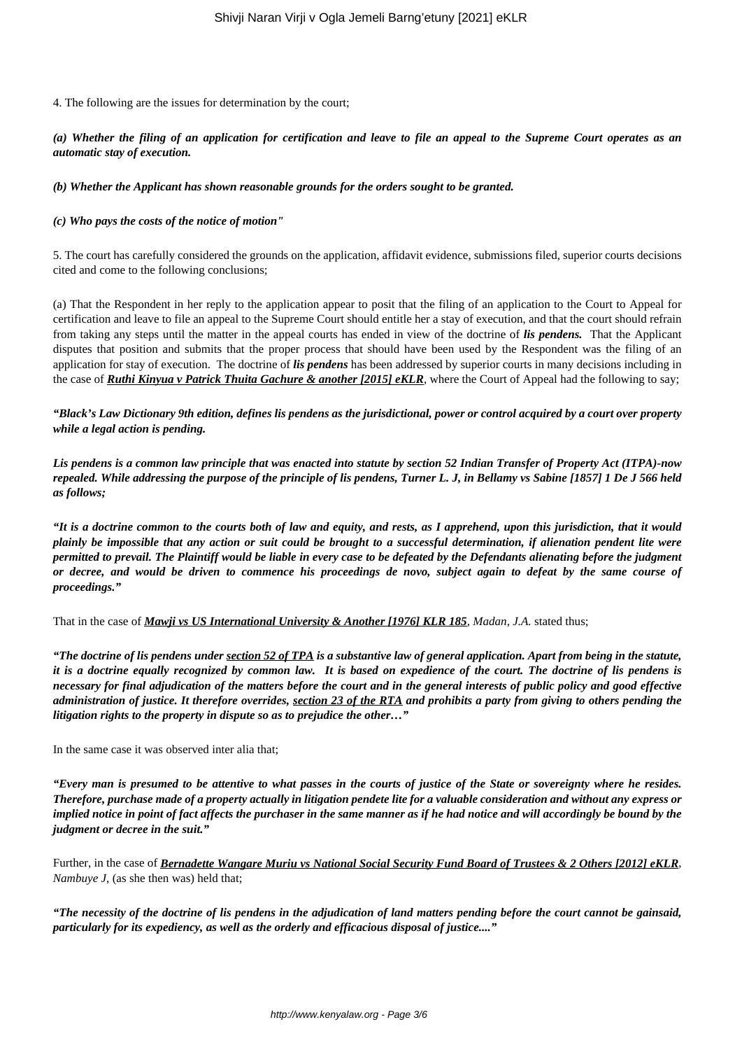4. The following are the issues for determination by the court;

***(a) Whether the filing of an application for certification and leave to file an appeal to the Supreme Court operates as an automatic stay of execution.***

***(b) Whether the Applicant has shown reasonable grounds for the orders sought to be granted.***

***(c) Who pays the costs of the notice of motion"***

5. The court has carefully considered the grounds on the application, affidavit evidence, submissions filed, superior courts decisions cited and come to the following conclusions;

(a) That the Respondent in her reply to the application appear to posit that the filing of an application to the Court to Appeal for certification and leave to file an appeal to the Supreme Court should entitle her a stay of execution, and that the court should refrain from taking any steps until the matter in the appeal courts has ended in view of the doctrine of ***lis pendens.*** That the Applicant disputes that position and submits that the proper process that should have been used by the Respondent was the filing of an application for stay of execution. The doctrine of ***lis pendens*** has been addressed by superior courts in many decisions including in the case of ***Ruthi Kinyua v Patrick Thuita Gachure & another [2015] eKLR***, where the Court of Appeal had the following to say;

***"Black's Law Dictionary 9th edition, defines lis pendens as the jurisdictional, power or control acquired by a court over property while a legal action is pending.***

***Lis pendens is a common law principle that was enacted into statute by section 52 Indian Transfer of Property Act (ITPA)-now repealed. While addressing the purpose of the principle of lis pendens, Turner L. J, in Bellamy vs Sabine [1857] 1 De J 566 held as follows;***

***"It is a doctrine common to the courts both of law and equity, and rests, as I apprehend, upon this jurisdiction, that it would plainly be impossible that any action or suit could be brought to a successful determination, if alienation pendent lite were permitted to prevail. The Plaintiff would be liable in every case to be defeated by the Defendants alienating before the judgment or decree, and would be driven to commence his proceedings de novo, subject again to defeat by the same course of proceedings."***

That in the case of ***Mawji vs US International University & Another [1976] KLR 185***, *Madan, J.A.* stated thus;

***"The doctrine of lis pendens under section 52 of TPA is a substantive law of general application. Apart from being in the statute, it is a doctrine equally recognized by common law. It is based on expedience of the court. The doctrine of lis pendens is necessary for final adjudication of the matters before the court and in the general interests of public policy and good effective administration of justice. It therefore overrides, section 23 of the RTA and prohibits a party from giving to others pending the litigation rights to the property in dispute so as to prejudice the other…"***

In the same case it was observed inter alia that;

***"Every man is presumed to be attentive to what passes in the courts of justice of the State or sovereignty where he resides. Therefore, purchase made of a property actually in litigation pendete lite for a valuable consideration and without any express or implied notice in point of fact affects the purchaser in the same manner as if he had notice and will accordingly be bound by the judgment or decree in the suit."***

Further, in the case of ***Bernadette Wangare Muriu vs National Social Security Fund Board of Trustees & 2 Others [2012] eKLR***, *Nambuye J*, (as she then was) held that;

***"The necessity of the doctrine of lis pendens in the adjudication of land matters pending before the court cannot be gainsaid, particularly for its expediency, as well as the orderly and efficacious disposal of justice...."***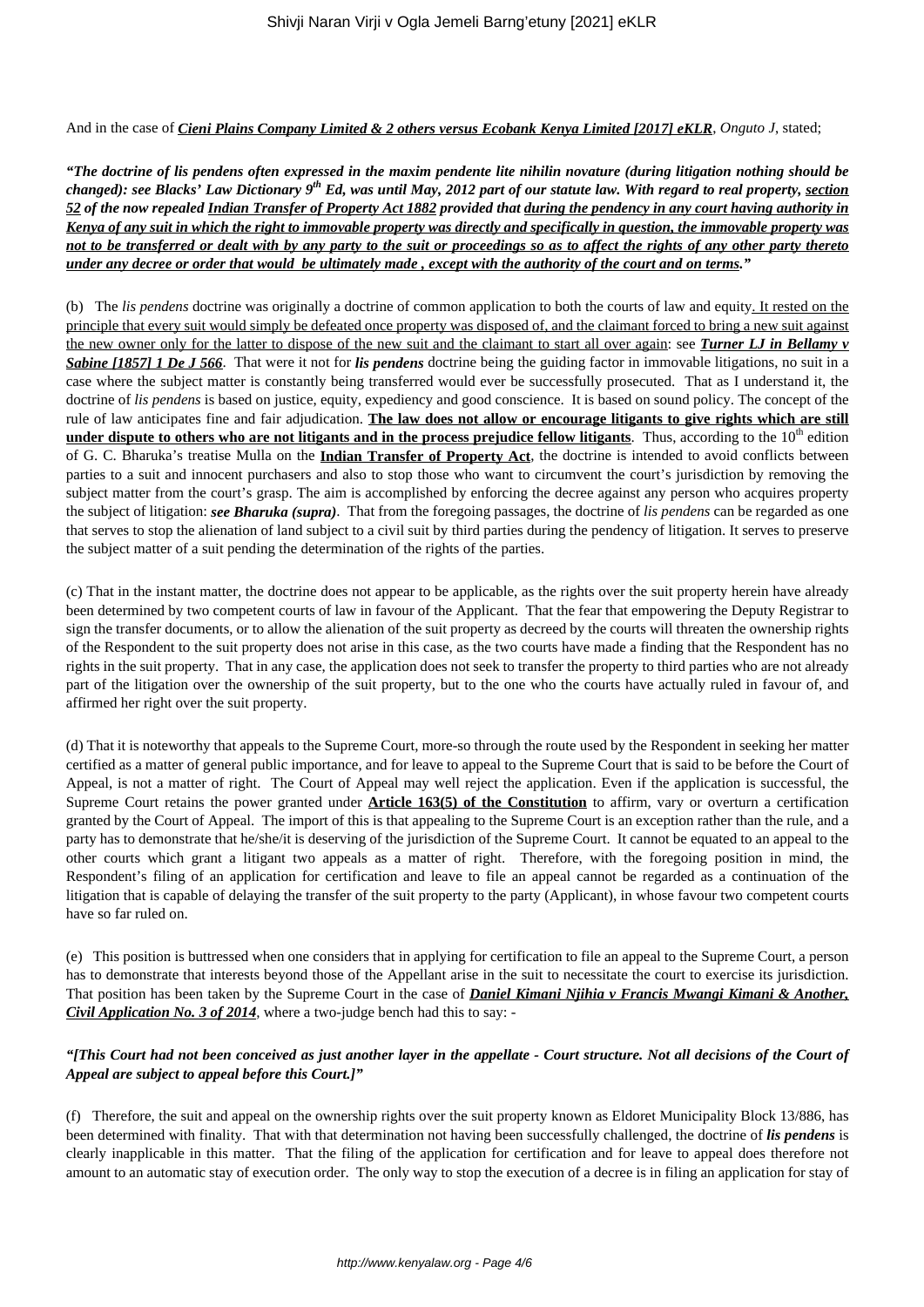And in the case of ***Cieni Plains Company Limited & 2 others versus Ecobank Kenya Limited [2017] eKLR***, *Onguto J*, stated;

***"The doctrine of lis pendens often expressed in the maxim pendente lite nihilin novature (during litigation nothing should be changed): see Blacks' Law Dictionary 9th Ed, was until May, 2012 part of our statute law. With regard to real property, section 52 of the now repealed Indian Transfer of Property Act 1882 provided that during the pendency in any court having authority in Kenya of any suit in which the right to immovable property was directly and specifically in question, the immovable property was not to be transferred or dealt with by any party to the suit or proceedings so as to affect the rights of any other party thereto under any decree or order that would be ultimately made , except with the authority of the court and on terms."***

(b) The *lis pendens* doctrine was originally a doctrine of common application to both the courts of law and equity. It rested on the principle that every suit would simply be defeated once property was disposed of, and the claimant forced to bring a new suit against the new owner only for the latter to dispose of the new suit and the claimant to start all over again: see ***Turner LJ in Bellamy v Sabine [1857] 1 De J 566***. That were it not for ***lis pendens*** doctrine being the guiding factor in immovable litigations, no suit in a case where the subject matter is constantly being transferred would ever be successfully prosecuted. That as I understand it, the doctrine of *lis pendens* is based on justice, equity, expediency and good conscience. It is based on sound policy. The concept of the rule of law anticipates fine and fair adjudication. **The law does not allow or encourage litigants to give rights which are still under dispute to others who are not litigants and in the process prejudice fellow litigants**. Thus, according to the 10th edition of G. C. Bharuka's treatise Mulla on the **Indian Transfer of Property Act**, the doctrine is intended to avoid conflicts between parties to a suit and innocent purchasers and also to stop those who want to circumvent the court's jurisdiction by removing the subject matter from the court's grasp. The aim is accomplished by enforcing the decree against any person who acquires property the subject of litigation: ***see Bharuka (supra)***. That from the foregoing passages, the doctrine of *lis pendens* can be regarded as one that serves to stop the alienation of land subject to a civil suit by third parties during the pendency of litigation. It serves to preserve the subject matter of a suit pending the determination of the rights of the parties.

(c) That in the instant matter, the doctrine does not appear to be applicable, as the rights over the suit property herein have already been determined by two competent courts of law in favour of the Applicant. That the fear that empowering the Deputy Registrar to sign the transfer documents, or to allow the alienation of the suit property as decreed by the courts will threaten the ownership rights of the Respondent to the suit property does not arise in this case, as the two courts have made a finding that the Respondent has no rights in the suit property. That in any case, the application does not seek to transfer the property to third parties who are not already part of the litigation over the ownership of the suit property, but to the one who the courts have actually ruled in favour of, and affirmed her right over the suit property.

(d) That it is noteworthy that appeals to the Supreme Court, more-so through the route used by the Respondent in seeking her matter certified as a matter of general public importance, and for leave to appeal to the Supreme Court that is said to be before the Court of Appeal, is not a matter of right. The Court of Appeal may well reject the application. Even if the application is successful, the Supreme Court retains the power granted under **Article 163(5) of the Constitution** to affirm, vary or overturn a certification granted by the Court of Appeal. The import of this is that appealing to the Supreme Court is an exception rather than the rule, and a party has to demonstrate that he/she/it is deserving of the jurisdiction of the Supreme Court. It cannot be equated to an appeal to the other courts which grant a litigant two appeals as a matter of right. Therefore, with the foregoing position in mind, the Respondent's filing of an application for certification and leave to file an appeal cannot be regarded as a continuation of the litigation that is capable of delaying the transfer of the suit property to the party (Applicant), in whose favour two competent courts have so far ruled on.

(e) This position is buttressed when one considers that in applying for certification to file an appeal to the Supreme Court, a person has to demonstrate that interests beyond those of the Appellant arise in the suit to necessitate the court to exercise its jurisdiction. That position has been taken by the Supreme Court in the case of ***Daniel Kimani Njihia v Francis Mwangi Kimani & Another, Civil Application No. 3 of 2014***, where a two-judge bench had this to say: -

***"[This Court had not been conceived as just another layer in the appellate - Court structure. Not all decisions of the Court of Appeal are subject to appeal before this Court.]"***

(f) Therefore, the suit and appeal on the ownership rights over the suit property known as Eldoret Municipality Block 13/886, has been determined with finality. That with that determination not having been successfully challenged, the doctrine of ***lis pendens*** is clearly inapplicable in this matter. That the filing of the application for certification and for leave to appeal does therefore not amount to an automatic stay of execution order. The only way to stop the execution of a decree is in filing an application for stay of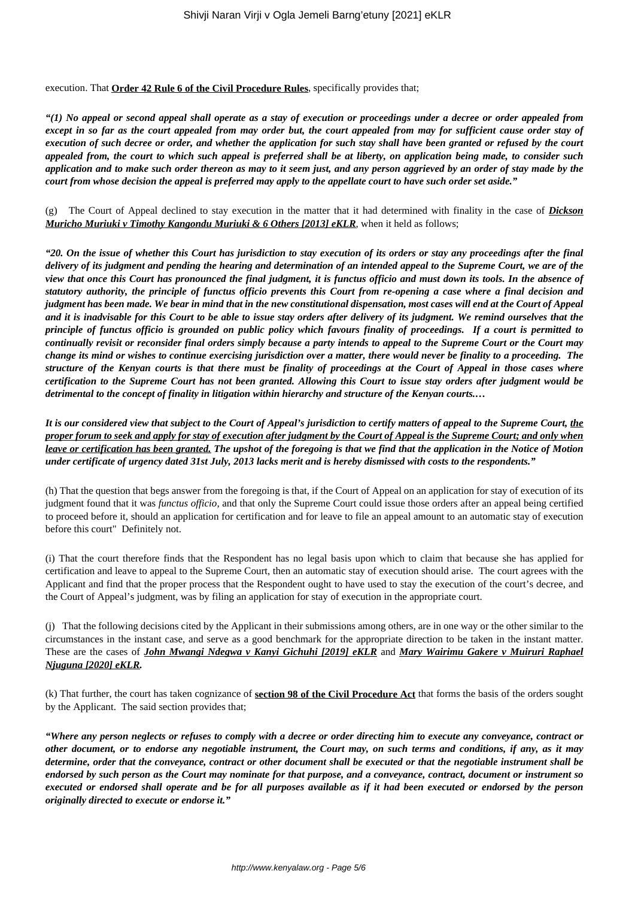execution. That **Order 42 Rule 6 of the Civil Procedure Rules**, specifically provides that;

***"(1) No appeal or second appeal shall operate as a stay of execution or proceedings under a decree or order appealed from except in so far as the court appealed from may order but, the court appealed from may for sufficient cause order stay of execution of such decree or order, and whether the application for such stay shall have been granted or refused by the court appealed from, the court to which such appeal is preferred shall be at liberty, on application being made, to consider such application and to make such order thereon as may to it seem just, and any person aggrieved by an order of stay made by the court from whose decision the appeal is preferred may apply to the appellate court to have such order set aside."***

(g) The Court of Appeal declined to stay execution in the matter that it had determined with finality in the case of ***Dickson Muricho Muriuki v Timothy Kangondu Muriuki & 6 Others [2013] eKLR***, when it held as follows;

***"20. On the issue of whether this Court has jurisdiction to stay execution of its orders or stay any proceedings after the final delivery of its judgment and pending the hearing and determination of an intended appeal to the Supreme Court, we are of the view that once this Court has pronounced the final judgment, it is functus officio and must down its tools. In the absence of statutory authority, the principle of functus officio prevents this Court from re-opening a case where a final decision and judgment has been made. We bear in mind that in the new constitutional dispensation, most cases will end at the Court of Appeal and it is inadvisable for this Court to be able to issue stay orders after delivery of its judgment. We remind ourselves that the principle of functus officio is grounded on public policy which favours finality of proceedings. If a court is permitted to continually revisit or reconsider final orders simply because a party intends to appeal to the Supreme Court or the Court may change its mind or wishes to continue exercising jurisdiction over a matter, there would never be finality to a proceeding. The structure of the Kenyan courts is that there must be finality of proceedings at the Court of Appeal in those cases where certification to the Supreme Court has not been granted. Allowing this Court to issue stay orders after judgment would be detrimental to the concept of finality in litigation within hierarchy and structure of the Kenyan courts.…***

***It is our considered view that subject to the Court of Appeal's jurisdiction to certify matters of appeal to the Supreme Court, the proper forum to seek and apply for stay of execution after judgment by the Court of Appeal is the Supreme Court; and only when leave or certification has been granted. The upshot of the foregoing is that we find that the application in the Notice of Motion under certificate of urgency dated 31st July, 2013 lacks merit and is hereby dismissed with costs to the respondents."***

(h) That the question that begs answer from the foregoing is that, if the Court of Appeal on an application for stay of execution of its judgment found that it was *functus officio,* and that only the Supreme Court could issue those orders after an appeal being certified to proceed before it, should an application for certification and for leave to file an appeal amount to an automatic stay of execution before this court" Definitely not.

(i) That the court therefore finds that the Respondent has no legal basis upon which to claim that because she has applied for certification and leave to appeal to the Supreme Court, then an automatic stay of execution should arise. The court agrees with the Applicant and find that the proper process that the Respondent ought to have used to stay the execution of the court's decree, and the Court of Appeal's judgment, was by filing an application for stay of execution in the appropriate court.

(j) That the following decisions cited by the Applicant in their submissions among others, are in one way or the other similar to the circumstances in the instant case, and serve as a good benchmark for the appropriate direction to be taken in the instant matter. These are the cases of ***John Mwangi Ndegwa v Kanyi Gichuhi [2019] eKLR*** and ***Mary Wairimu Gakere v Muiruri Raphael Njuguna [2020] eKLR.***

(k) That further, the court has taken cognizance of **section 98 of the Civil Procedure Act** that forms the basis of the orders sought by the Applicant. The said section provides that;

***"Where any person neglects or refuses to comply with a decree or order directing him to execute any conveyance, contract or other document, or to endorse any negotiable instrument, the Court may, on such terms and conditions, if any, as it may determine, order that the conveyance, contract or other document shall be executed or that the negotiable instrument shall be endorsed by such person as the Court may nominate for that purpose, and a conveyance, contract, document or instrument so executed or endorsed shall operate and be for all purposes available as if it had been executed or endorsed by the person originally directed to execute or endorse it."***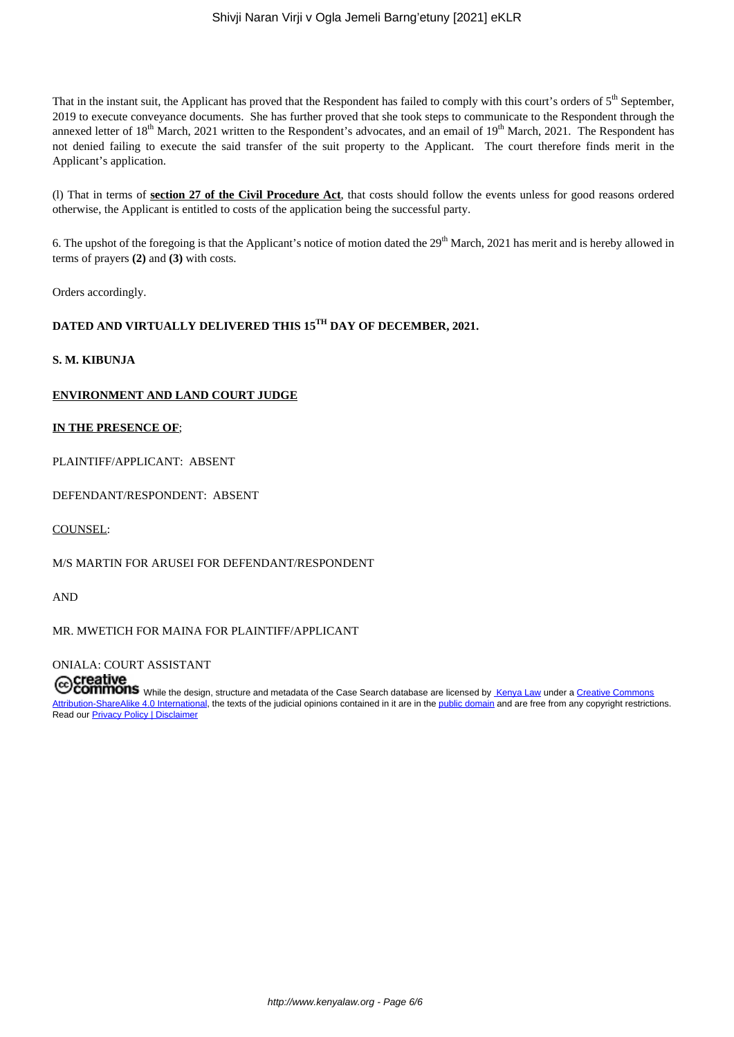That in the instant suit, the Applicant has proved that the Respondent has failed to comply with this court's orders of 5th September, 2019 to execute conveyance documents. She has further proved that she took steps to communicate to the Respondent through the annexed letter of 18th March, 2021 written to the Respondent's advocates, and an email of 19th March, 2021. The Respondent has not denied failing to execute the said transfer of the suit property to the Applicant. The court therefore finds merit in the Applicant's application.

(l) That in terms of **section 27 of the Civil Procedure Act**, that costs should follow the events unless for good reasons ordered otherwise, the Applicant is entitled to costs of the application being the successful party.

6. The upshot of the foregoing is that the Applicant's notice of motion dated the 29th March, 2021 has merit and is hereby allowed in terms of prayers **(2)** and **(3)** with costs.

Orders accordingly.

**DATED AND VIRTUALLY DELIVERED THIS 15TH DAY OF DECEMBER, 2021.**

**S. M. KIBUNJA**

**ENVIRONMENT AND LAND COURT JUDGE**

**IN THE PRESENCE OF**;

PLAINTIFF/APPLICANT: ABSENT

DEFENDANT/RESPONDENT: ABSENT

COUNSEL:

M/S MARTIN FOR ARUSEI FOR DEFENDANT/RESPONDENT

AND

MR. MWETICH FOR MAINA FOR PLAINTIFF/APPLICANT

ONIALA: COURT ASSISTANT

While the design, structure and metadata of the Case Search database are licensed by Kenya Law under a Creative Commons Attribution-ShareAlike 4.0 International, the texts of the judicial opinions contained in it are in the public domain and are free from any copyright restrictions. Read our Privacy Policy | Disclaimer